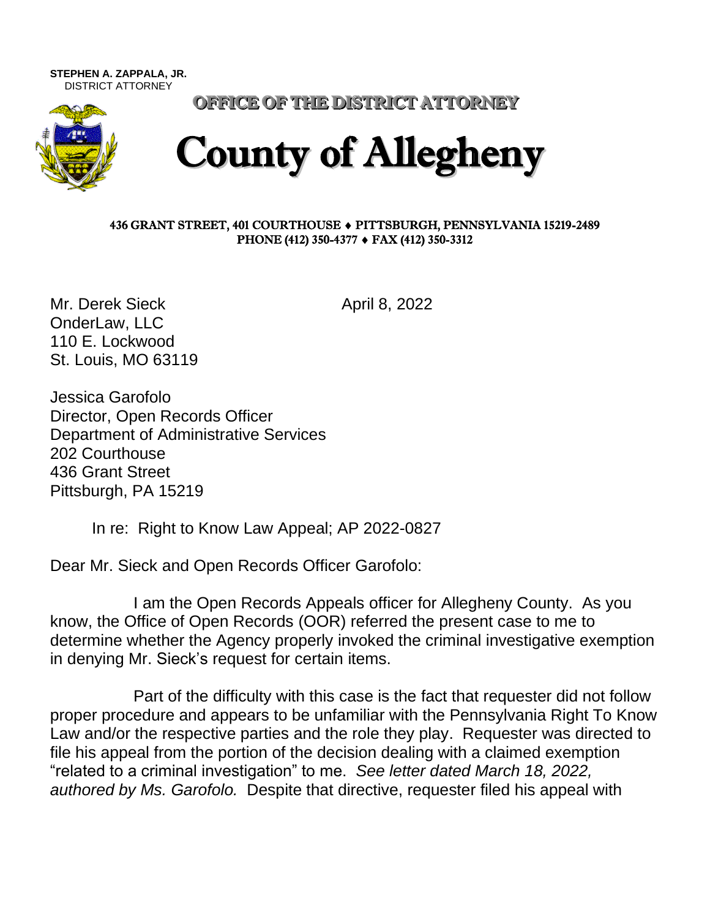**STEPHEN A. ZAPPALA, JR.**
DISTRICT ATTORNEY

**OFFICE OF THE DISTRICT ATTORNEY**

# County of Allegheny

**436 GRANT STREET, 401 COURTHOUSE ♦ PITTSBURGH, PENNSYLVANIA 15219-2489**
**PHONE (412) 350-4377 ♦ FAX (412) 350-3312**

Mr. Derek Sieck
OnderLaw, LLC
110 E. Lockwood
St. Louis, MO 63119

April 8, 2022

Jessica Garofolo
Director, Open Records Officer
Department of Administrative Services
202 Courthouse
436 Grant Street
Pittsburgh, PA 15219

In re: Right to Know Law Appeal; AP 2022-0827

Dear Mr. Sieck and Open Records Officer Garofolo:

I am the Open Records Appeals officer for Allegheny County. As you know, the Office of Open Records (OOR) referred the present case to me to determine whether the Agency properly invoked the criminal investigative exemption in denying Mr. Sieck's request for certain items.

Part of the difficulty with this case is the fact that requester did not follow proper procedure and appears to be unfamiliar with the Pennsylvania Right To Know Law and/or the respective parties and the role they play. Requester was directed to file his appeal from the portion of the decision dealing with a claimed exemption "related to a criminal investigation" to me. *See letter dated March 18, 2022, authored by Ms. Garofolo.* Despite that directive, requester filed his appeal with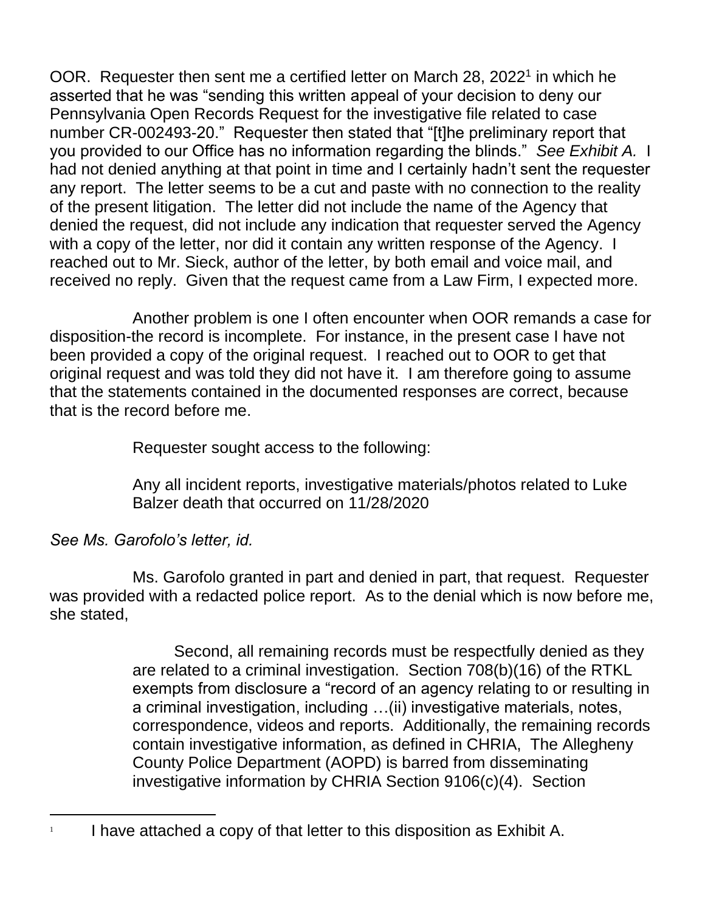OOR. Requester then sent me a certified letter on March 28, 2022[1] in which he asserted that he was "sending this written appeal of your decision to deny our Pennsylvania Open Records Request for the investigative file related to case number CR-002493-20." Requester then stated that "[t]he preliminary report that you provided to our Office has no information regarding the blinds." *See Exhibit A.* I had not denied anything at that point in time and I certainly hadn't sent the requester any report. The letter seems to be a cut and paste with no connection to the reality of the present litigation. The letter did not include the name of the Agency that denied the request, did not include any indication that requester served the Agency with a copy of the letter, nor did it contain any written response of the Agency. I reached out to Mr. Sieck, author of the letter, by both email and voice mail, and received no reply. Given that the request came from a Law Firm, I expected more.

Another problem is one I often encounter when OOR remands a case for disposition-the record is incomplete. For instance, in the present case I have not been provided a copy of the original request. I reached out to OOR to get that original request and was told they did not have it. I am therefore going to assume that the statements contained in the documented responses are correct, because that is the record before me.

Requester sought access to the following:

> Any all incident reports, investigative materials/photos related to Luke Balzer death that occurred on 11/28/2020

*See Ms. Garofolo's letter, id.*

Ms. Garofolo granted in part and denied in part, that request. Requester was provided with a redacted police report. As to the denial which is now before me, she stated,

> Second, all remaining records must be respectfully denied as they are related to a criminal investigation. Section 708(b)(16) of the RTKL exempts from disclosure a "record of an agency relating to or resulting in a criminal investigation, including …(ii) investigative materials, notes, correspondence, videos and reports. Additionally, the remaining records contain investigative information, as defined in CHRIA, The Allegheny County Police Department (AOPD) is barred from disseminating investigative information by CHRIA Section 9106(c)(4). Section

[1] I have attached a copy of that letter to this disposition as Exhibit A.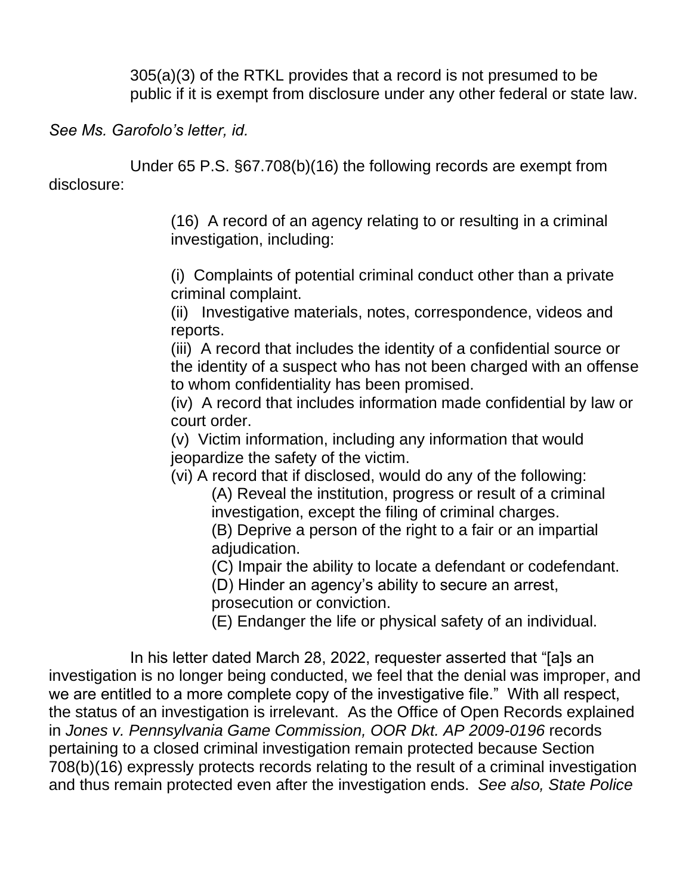> 305(a)(3) of the RTKL provides that a record is not presumed to be public if it is exempt from disclosure under any other federal or state law.

*See Ms. Garofolo's letter, id.*

Under 65 P.S. §67.708(b)(16) the following records are exempt from disclosure:

> (16) A record of an agency relating to or resulting in a criminal investigation, including:
>
> (i) Complaints of potential criminal conduct other than a private criminal complaint.
> (ii) Investigative materials, notes, correspondence, videos and reports.
> (iii) A record that includes the identity of a confidential source or the identity of a suspect who has not been charged with an offense to whom confidentiality has been promised.
> (iv) A record that includes information made confidential by law or court order.
> (v) Victim information, including any information that would jeopardize the safety of the victim.
> (vi) A record that if disclosed, would do any of the following:
>
> > (A) Reveal the institution, progress or result of a criminal investigation, except the filing of criminal charges.
> > (B) Deprive a person of the right to a fair or an impartial adjudication.
> > (C) Impair the ability to locate a defendant or codefendant.
> > (D) Hinder an agency's ability to secure an arrest, prosecution or conviction.
> > (E) Endanger the life or physical safety of an individual.

In his letter dated March 28, 2022, requester asserted that "[a]s an investigation is no longer being conducted, we feel that the denial was improper, and we are entitled to a more complete copy of the investigative file." With all respect, the status of an investigation is irrelevant. As the Office of Open Records explained in *Jones v. Pennsylvania Game Commission, OOR Dkt. AP 2009-0196* records pertaining to a closed criminal investigation remain protected because Section 708(b)(16) expressly protects records relating to the result of a criminal investigation and thus remain protected even after the investigation ends. *See also, State Police*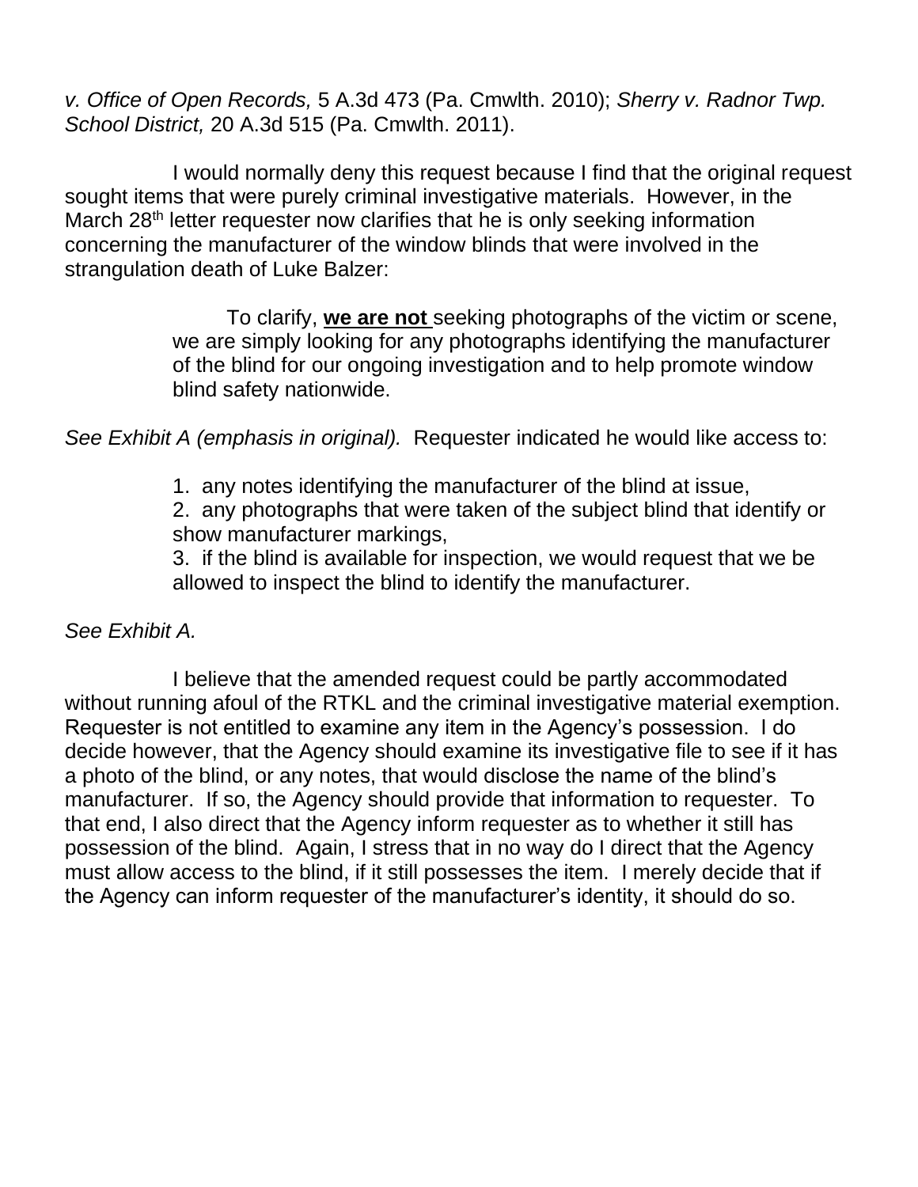*v. Office of Open Records,* 5 A.3d 473 (Pa. Cmwlth. 2010); *Sherry v. Radnor Twp. School District,* 20 A.3d 515 (Pa. Cmwlth. 2011).

I would normally deny this request because I find that the original request sought items that were purely criminal investigative materials. However, in the March 28th letter requester now clarifies that he is only seeking information concerning the manufacturer of the window blinds that were involved in the strangulation death of Luke Balzer:

> To clarify, **<u>we are not</u>** seeking photographs of the victim or scene, we are simply looking for any photographs identifying the manufacturer of the blind for our ongoing investigation and to help promote window blind safety nationwide.

*See Exhibit A (emphasis in original).* Requester indicated he would like access to:

> 1. any notes identifying the manufacturer of the blind at issue,
> 2. any photographs that were taken of the subject blind that identify or show manufacturer markings,
> 3. if the blind is available for inspection, we would request that we be allowed to inspect the blind to identify the manufacturer.

*See Exhibit A.*

I believe that the amended request could be partly accommodated without running afoul of the RTKL and the criminal investigative material exemption. Requester is not entitled to examine any item in the Agency's possession. I do decide however, that the Agency should examine its investigative file to see if it has a photo of the blind, or any notes, that would disclose the name of the blind's manufacturer. If so, the Agency should provide that information to requester. To that end, I also direct that the Agency inform requester as to whether it still has possession of the blind. Again, I stress that in no way do I direct that the Agency must allow access to the blind, if it still possesses the item. I merely decide that if the Agency can inform requester of the manufacturer's identity, it should do so.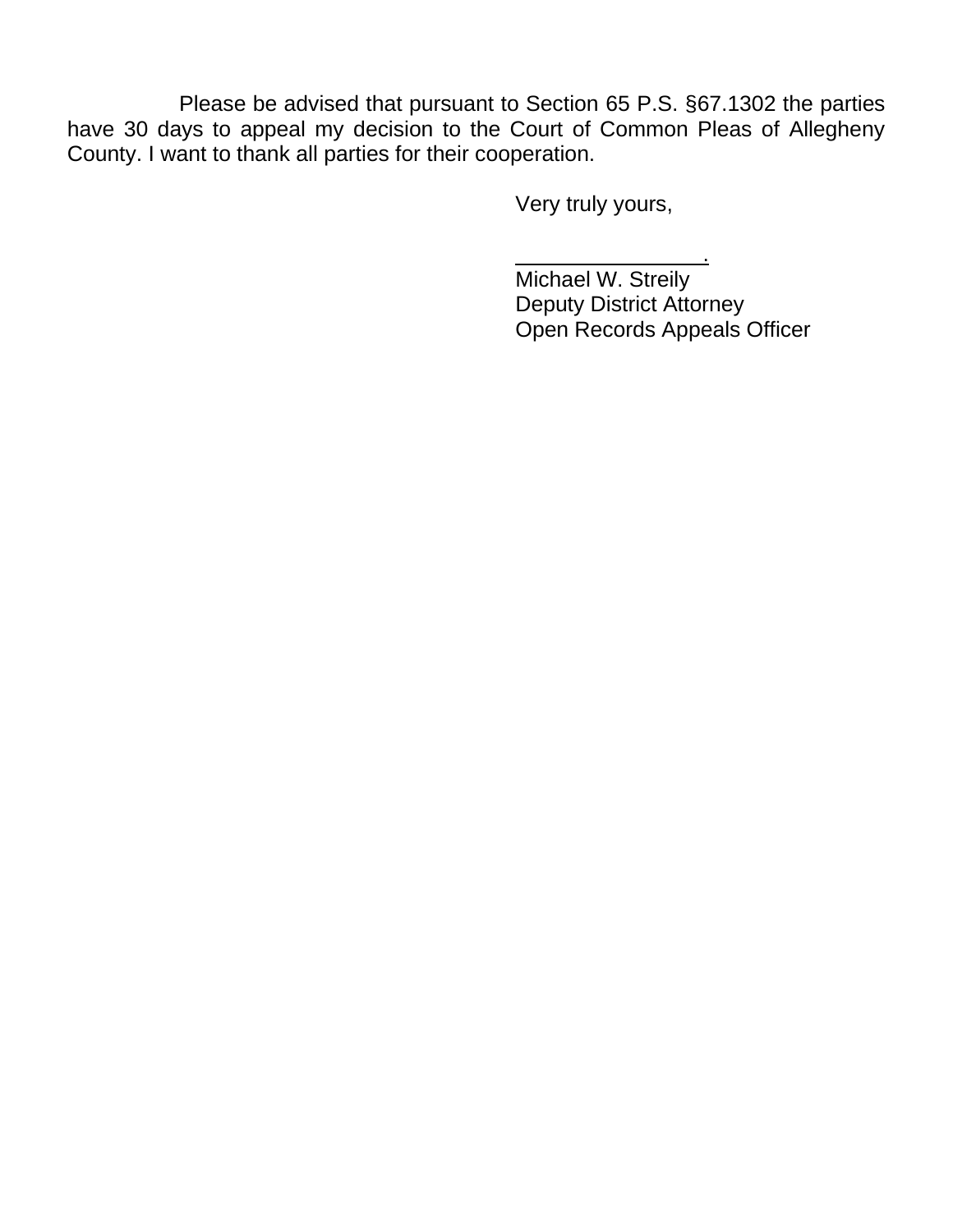Please be advised that pursuant to Section 65 P.S. §67.1302 the parties have 30 days to appeal my decision to the Court of Common Pleas of Allegheny County. I want to thank all parties for their cooperation.

Very truly yours,

\_\_\_\_\_\_\_\_\_\_\_\_\_\_\_\_\_.

Michael W. Streily
Deputy District Attorney
Open Records Appeals Officer